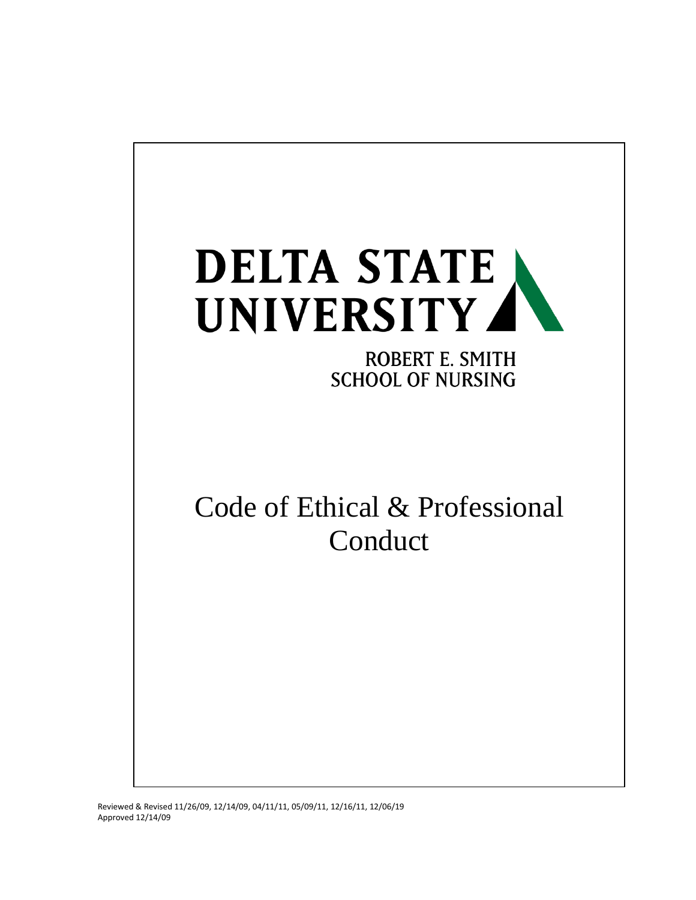# DELTA STATE UNIVERSITY

ROBERT E. SMITH
SCHOOL OF NURSING

# Code of Ethical & Professional Conduct

Reviewed & Revised 11/26/09, 12/14/09, 04/11/11, 05/09/11, 12/16/11, 12/06/19
Approved 12/14/09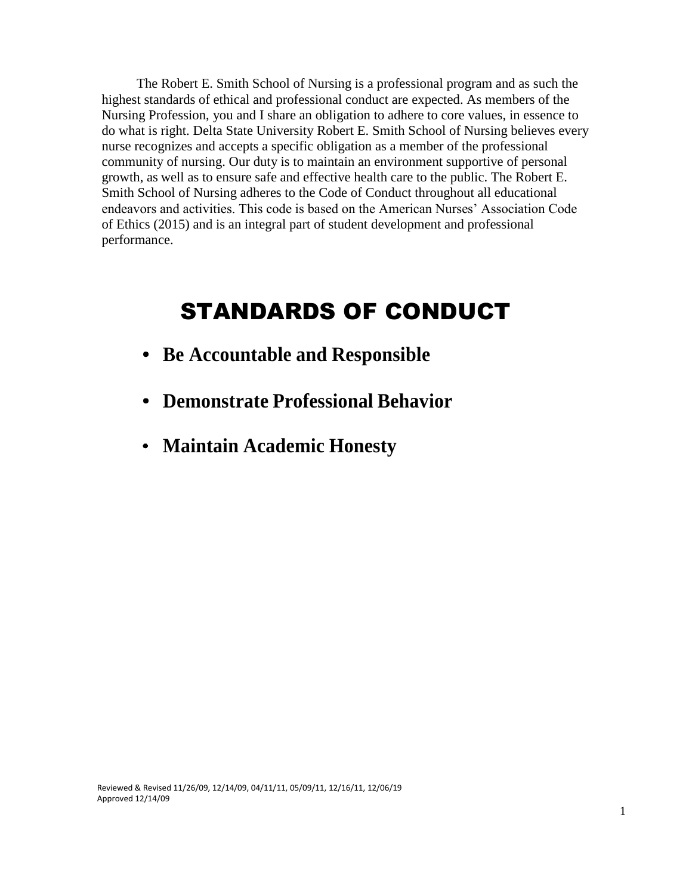The Robert E. Smith School of Nursing is a professional program and as such the highest standards of ethical and professional conduct are expected. As members of the Nursing Profession, you and I share an obligation to adhere to core values, in essence to do what is right. Delta State University Robert E. Smith School of Nursing believes every nurse recognizes and accepts a specific obligation as a member of the professional community of nursing. Our duty is to maintain an environment supportive of personal growth, as well as to ensure safe and effective health care to the public. The Robert E. Smith School of Nursing adheres to the Code of Conduct throughout all educational endeavors and activities. This code is based on the American Nurses' Association Code of Ethics (2015) and is an integral part of student development and professional performance.

# STANDARDS OF CONDUCT

- **Be Accountable and Responsible**
- **Demonstrate Professional Behavior**
- **Maintain Academic Honesty**

Reviewed & Revised 11/26/09, 12/14/09, 04/11/11, 05/09/11, 12/16/11, 12/06/19
Approved 12/14/09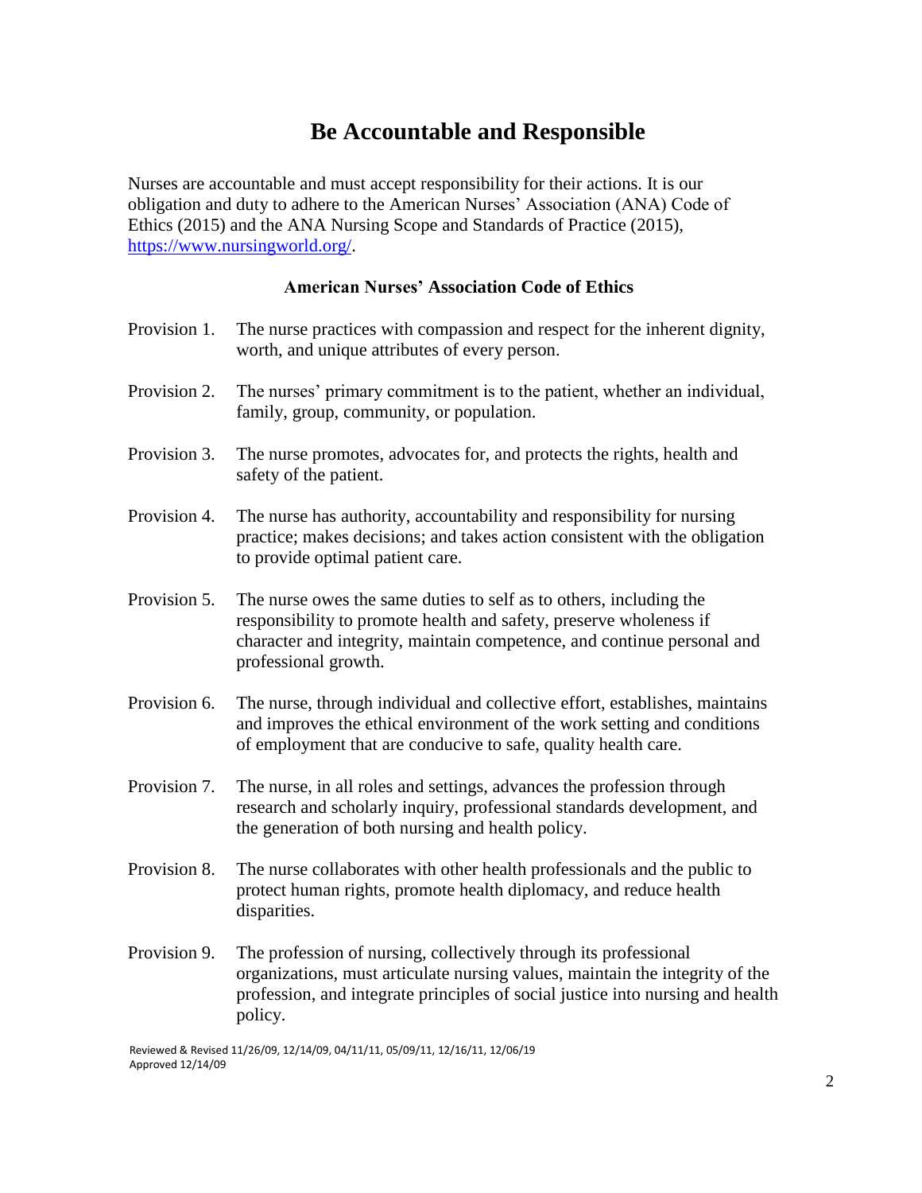# Be Accountable and Responsible

Nurses are accountable and must accept responsibility for their actions. It is our obligation and duty to adhere to the American Nurses' Association (ANA) Code of Ethics (2015) and the ANA Nursing Scope and Standards of Practice (2015), https://www.nursingworld.org/.

### American Nurses' Association Code of Ethics

Provision 1. The nurse practices with compassion and respect for the inherent dignity, worth, and unique attributes of every person.

Provision 2. The nurses' primary commitment is to the patient, whether an individual, family, group, community, or population.

Provision 3. The nurse promotes, advocates for, and protects the rights, health and safety of the patient.

Provision 4. The nurse has authority, accountability and responsibility for nursing practice; makes decisions; and takes action consistent with the obligation to provide optimal patient care.

Provision 5. The nurse owes the same duties to self as to others, including the responsibility to promote health and safety, preserve wholeness if character and integrity, maintain competence, and continue personal and professional growth.

Provision 6. The nurse, through individual and collective effort, establishes, maintains and improves the ethical environment of the work setting and conditions of employment that are conducive to safe, quality health care.

Provision 7. The nurse, in all roles and settings, advances the profession through research and scholarly inquiry, professional standards development, and the generation of both nursing and health policy.

Provision 8. The nurse collaborates with other health professionals and the public to protect human rights, promote health diplomacy, and reduce health disparities.

Provision 9. The profession of nursing, collectively through its professional organizations, must articulate nursing values, maintain the integrity of the profession, and integrate principles of social justice into nursing and health policy.

Reviewed & Revised 11/26/09, 12/14/09, 04/11/11, 05/09/11, 12/16/11, 12/06/19
Approved 12/14/09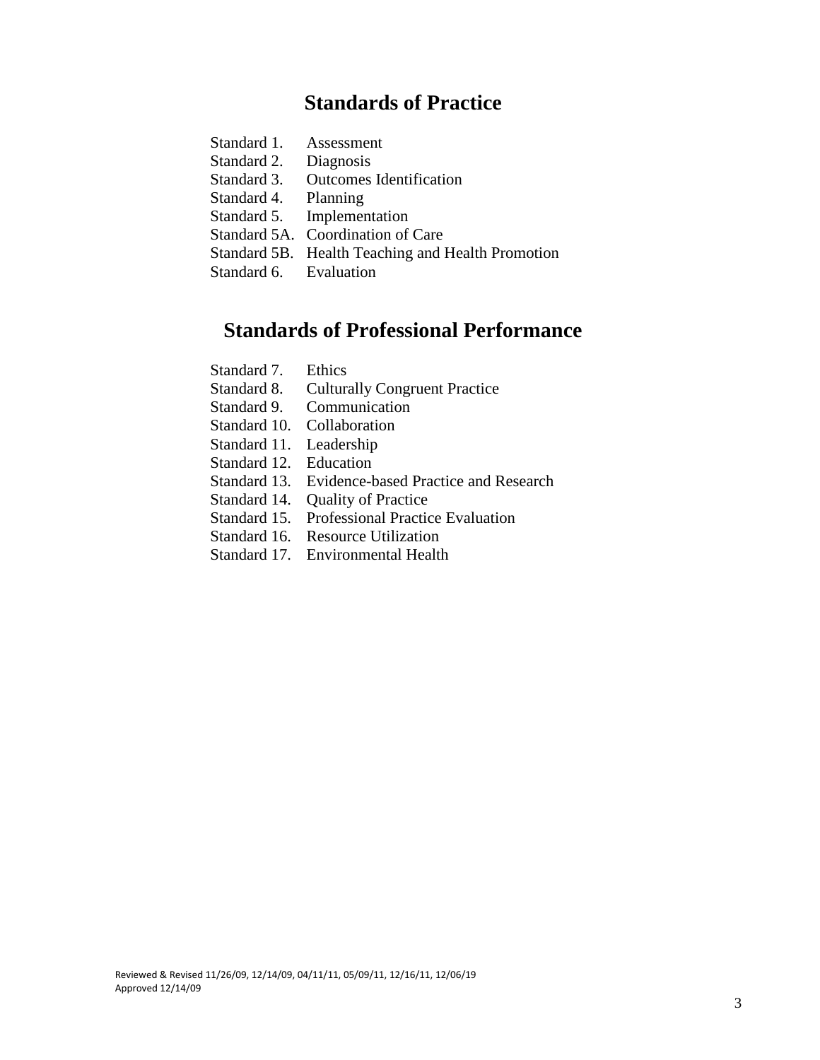## Standards of Practice

Standard 1. Assessment
Standard 2. Diagnosis
Standard 3. Outcomes Identification
Standard 4. Planning
Standard 5. Implementation
Standard 5A. Coordination of Care
Standard 5B. Health Teaching and Health Promotion
Standard 6. Evaluation

## Standards of Professional Performance

Standard 7. Ethics
Standard 8. Culturally Congruent Practice
Standard 9. Communication
Standard 10. Collaboration
Standard 11. Leadership
Standard 12. Education
Standard 13. Evidence-based Practice and Research
Standard 14. Quality of Practice
Standard 15. Professional Practice Evaluation
Standard 16. Resource Utilization
Standard 17. Environmental Health

Reviewed & Revised 11/26/09, 12/14/09, 04/11/11, 05/09/11, 12/16/11, 12/06/19
Approved 12/14/09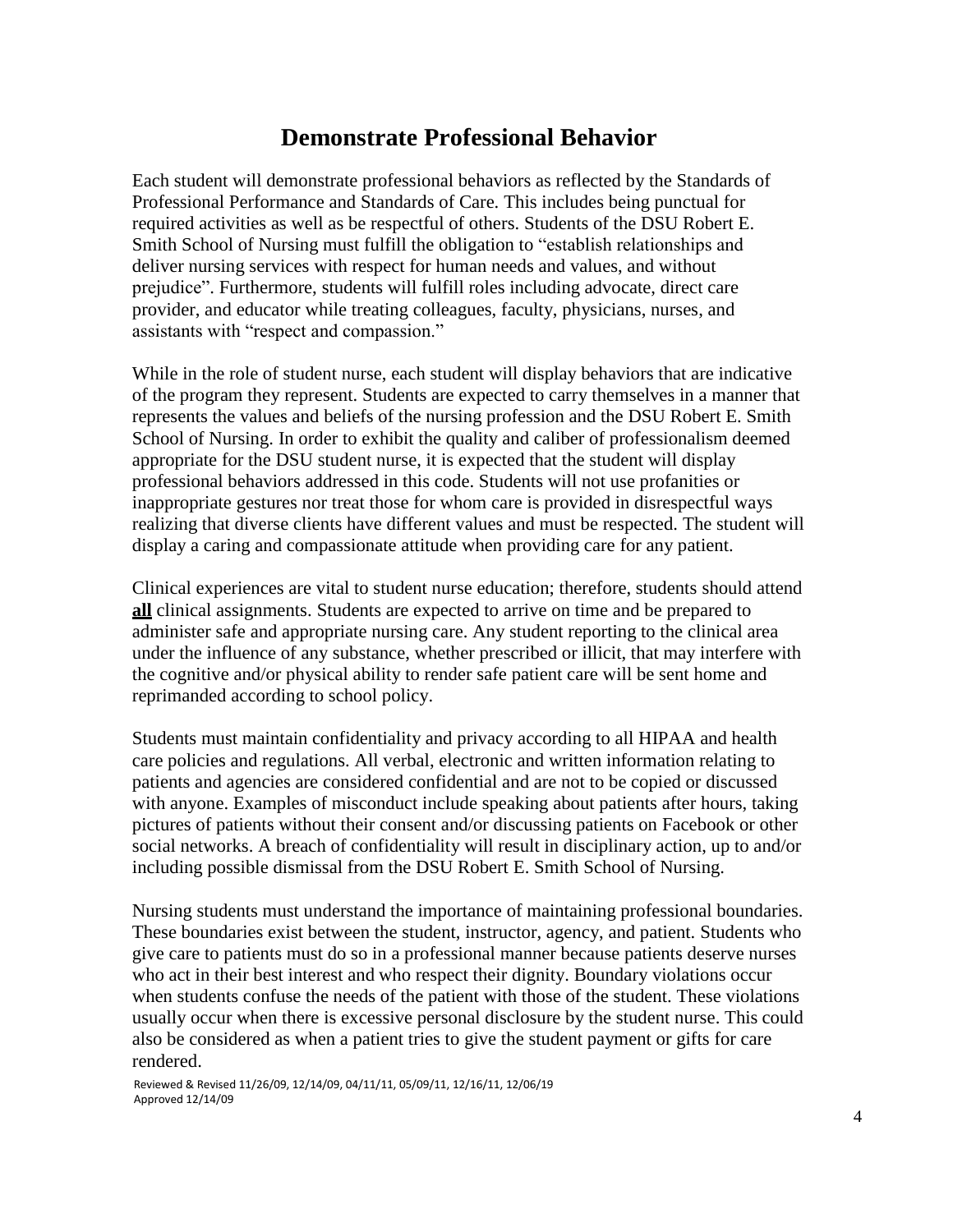# Demonstrate Professional Behavior

Each student will demonstrate professional behaviors as reflected by the Standards of Professional Performance and Standards of Care. This includes being punctual for required activities as well as be respectful of others. Students of the DSU Robert E. Smith School of Nursing must fulfill the obligation to "establish relationships and deliver nursing services with respect for human needs and values, and without prejudice". Furthermore, students will fulfill roles including advocate, direct care provider, and educator while treating colleagues, faculty, physicians, nurses, and assistants with "respect and compassion."

While in the role of student nurse, each student will display behaviors that are indicative of the program they represent. Students are expected to carry themselves in a manner that represents the values and beliefs of the nursing profession and the DSU Robert E. Smith School of Nursing. In order to exhibit the quality and caliber of professionalism deemed appropriate for the DSU student nurse, it is expected that the student will display professional behaviors addressed in this code. Students will not use profanities or inappropriate gestures nor treat those for whom care is provided in disrespectful ways realizing that diverse clients have different values and must be respected. The student will display a caring and compassionate attitude when providing care for any patient.

Clinical experiences are vital to student nurse education; therefore, students should attend **<u>all</u>** clinical assignments. Students are expected to arrive on time and be prepared to administer safe and appropriate nursing care. Any student reporting to the clinical area under the influence of any substance, whether prescribed or illicit, that may interfere with the cognitive and/or physical ability to render safe patient care will be sent home and reprimanded according to school policy.

Students must maintain confidentiality and privacy according to all HIPAA and health care policies and regulations. All verbal, electronic and written information relating to patients and agencies are considered confidential and are not to be copied or discussed with anyone. Examples of misconduct include speaking about patients after hours, taking pictures of patients without their consent and/or discussing patients on Facebook or other social networks. A breach of confidentiality will result in disciplinary action, up to and/or including possible dismissal from the DSU Robert E. Smith School of Nursing.

Nursing students must understand the importance of maintaining professional boundaries. These boundaries exist between the student, instructor, agency, and patient. Students who give care to patients must do so in a professional manner because patients deserve nurses who act in their best interest and who respect their dignity. Boundary violations occur when students confuse the needs of the patient with those of the student. These violations usually occur when there is excessive personal disclosure by the student nurse. This could also be considered as when a patient tries to give the student payment or gifts for care rendered.

Reviewed & Revised 11/26/09, 12/14/09, 04/11/11, 05/09/11, 12/16/11, 12/06/19
Approved 12/14/09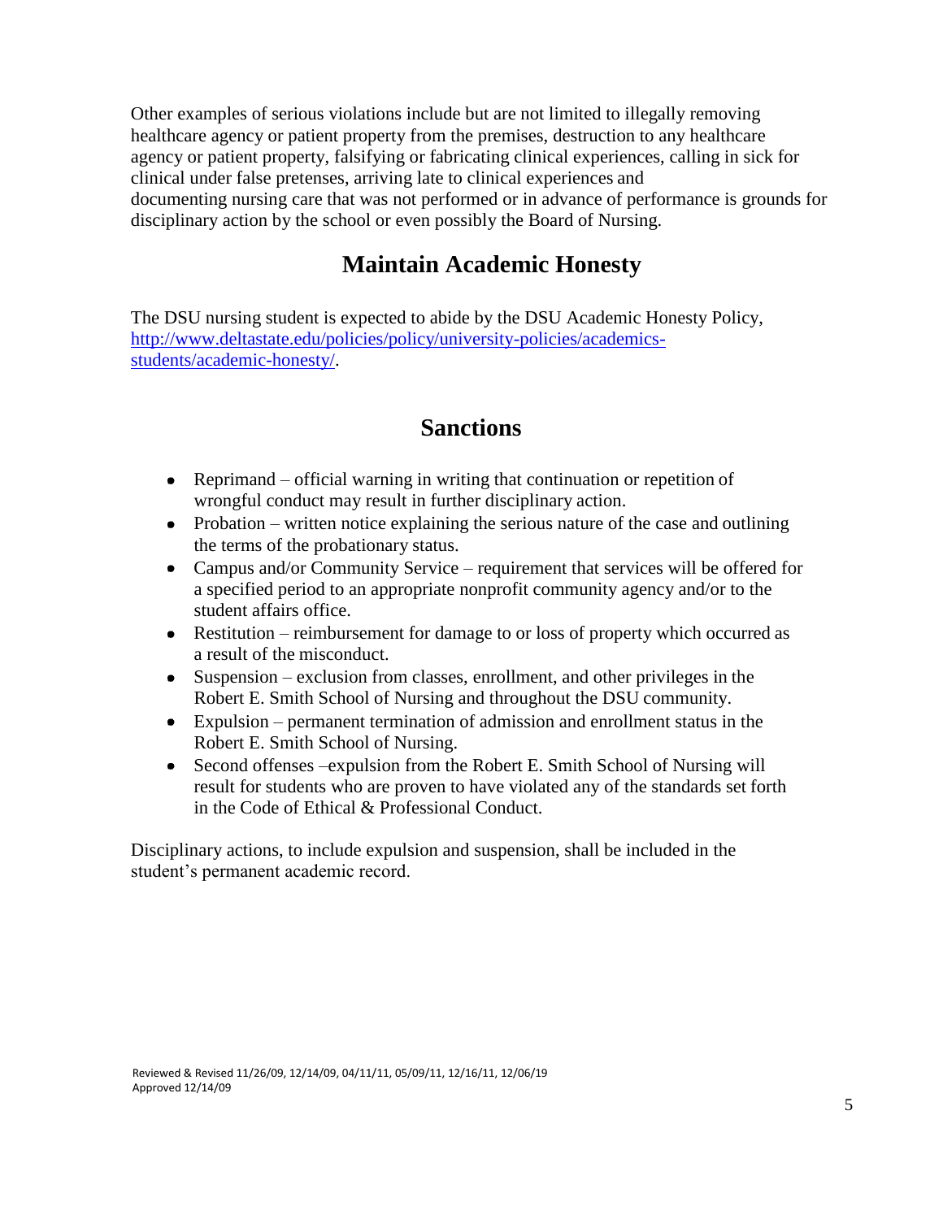Other examples of serious violations include but are not limited to illegally removing healthcare agency or patient property from the premises, destruction to any healthcare agency or patient property, falsifying or fabricating clinical experiences, calling in sick for clinical under false pretenses, arriving late to clinical experiences and documenting nursing care that was not performed or in advance of performance is grounds for disciplinary action by the school or even possibly the Board of Nursing.

## Maintain Academic Honesty

The DSU nursing student is expected to abide by the DSU Academic Honesty Policy, [http://www.deltastate.edu/policies/policy/university-policies/academics-students/academic-honesty/](http://www.deltastate.edu/policies/policy/university-policies/academics-students/academic-honesty/).

## Sanctions

- Reprimand – official warning in writing that continuation or repetition of wrongful conduct may result in further disciplinary action.
- Probation – written notice explaining the serious nature of the case and outlining the terms of the probationary status.
- Campus and/or Community Service – requirement that services will be offered for a specified period to an appropriate nonprofit community agency and/or to the student affairs office.
- Restitution – reimbursement for damage to or loss of property which occurred as a result of the misconduct.
- Suspension – exclusion from classes, enrollment, and other privileges in the Robert E. Smith School of Nursing and throughout the DSU community.
- Expulsion – permanent termination of admission and enrollment status in the Robert E. Smith School of Nursing.
- Second offenses –expulsion from the Robert E. Smith School of Nursing will result for students who are proven to have violated any of the standards set forth in the Code of Ethical & Professional Conduct.

Disciplinary actions, to include expulsion and suspension, shall be included in the student's permanent academic record.

Reviewed & Revised 11/26/09, 12/14/09, 04/11/11, 05/09/11, 12/16/11, 12/06/19
Approved 12/14/09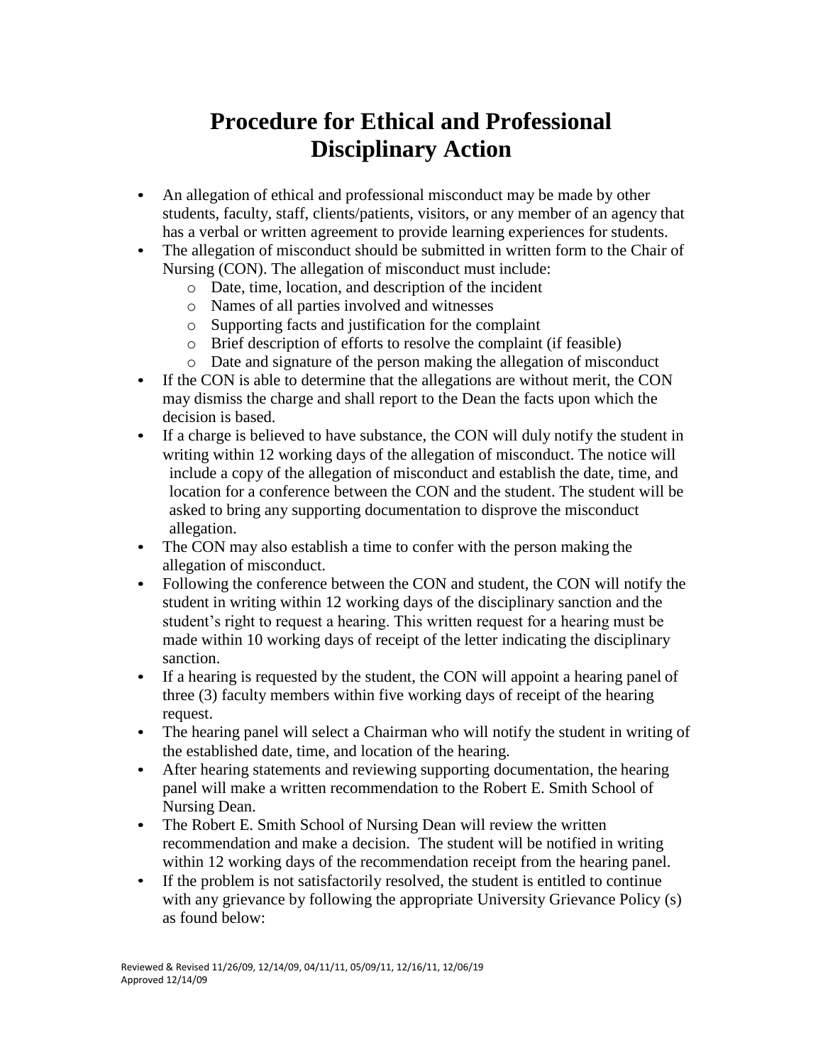# Procedure for Ethical and Professional Disciplinary Action

- An allegation of ethical and professional misconduct may be made by other students, faculty, staff, clients/patients, visitors, or any member of an agency that has a verbal or written agreement to provide learning experiences for students.
- The allegation of misconduct should be submitted in written form to the Chair of Nursing (CON). The allegation of misconduct must include:
  - Date, time, location, and description of the incident
  - Names of all parties involved and witnesses
  - Supporting facts and justification for the complaint
  - Brief description of efforts to resolve the complaint (if feasible)
  - Date and signature of the person making the allegation of misconduct
- If the CON is able to determine that the allegations are without merit, the CON may dismiss the charge and shall report to the Dean the facts upon which the decision is based.
- If a charge is believed to have substance, the CON will duly notify the student in writing within 12 working days of the allegation of misconduct. The notice will include a copy of the allegation of misconduct and establish the date, time, and location for a conference between the CON and the student. The student will be asked to bring any supporting documentation to disprove the misconduct allegation.
- The CON may also establish a time to confer with the person making the allegation of misconduct.
- Following the conference between the CON and student, the CON will notify the student in writing within 12 working days of the disciplinary sanction and the student's right to request a hearing. This written request for a hearing must be made within 10 working days of receipt of the letter indicating the disciplinary sanction.
- If a hearing is requested by the student, the CON will appoint a hearing panel of three (3) faculty members within five working days of receipt of the hearing request.
- The hearing panel will select a Chairman who will notify the student in writing of the established date, time, and location of the hearing.
- After hearing statements and reviewing supporting documentation, the hearing panel will make a written recommendation to the Robert E. Smith School of Nursing Dean.
- The Robert E. Smith School of Nursing Dean will review the written recommendation and make a decision. The student will be notified in writing within 12 working days of the recommendation receipt from the hearing panel.
- If the problem is not satisfactorily resolved, the student is entitled to continue with any grievance by following the appropriate University Grievance Policy (s) as found below:

Reviewed & Revised 11/26/09, 12/14/09, 04/11/11, 05/09/11, 12/16/11, 12/06/19
Approved 12/14/09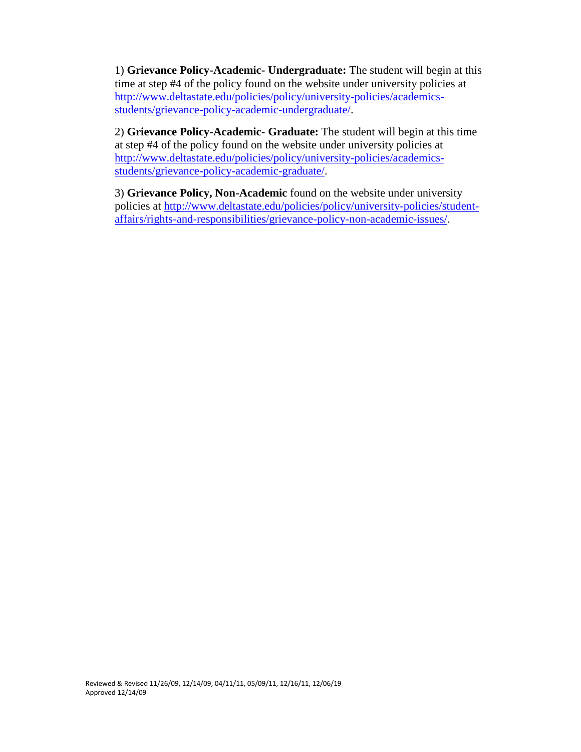1) **Grievance Policy-Academic- Undergraduate:** The student will begin at this time at step #4 of the policy found on the website under university policies at [http://www.deltastate.edu/policies/policy/university-policies/academics-students/grievance-policy-academic-undergraduate/](http://www.deltastate.edu/policies/policy/university-policies/academics-students/grievance-policy-academic-undergraduate/).

2) **Grievance Policy-Academic- Graduate:** The student will begin at this time at step #4 of the policy found on the website under university policies at [http://www.deltastate.edu/policies/policy/university-policies/academics-students/grievance-policy-academic-graduate/](http://www.deltastate.edu/policies/policy/university-policies/academics-students/grievance-policy-academic-graduate/).

3) **Grievance Policy, Non-Academic** found on the website under university policies at [http://www.deltastate.edu/policies/policy/university-policies/student-affairs/rights-and-responsibilities/grievance-policy-non-academic-issues/](http://www.deltastate.edu/policies/policy/university-policies/student-affairs/rights-and-responsibilities/grievance-policy-non-academic-issues/).

Reviewed & Revised 11/26/09, 12/14/09, 04/11/11, 05/09/11, 12/16/11, 12/06/19
Approved 12/14/09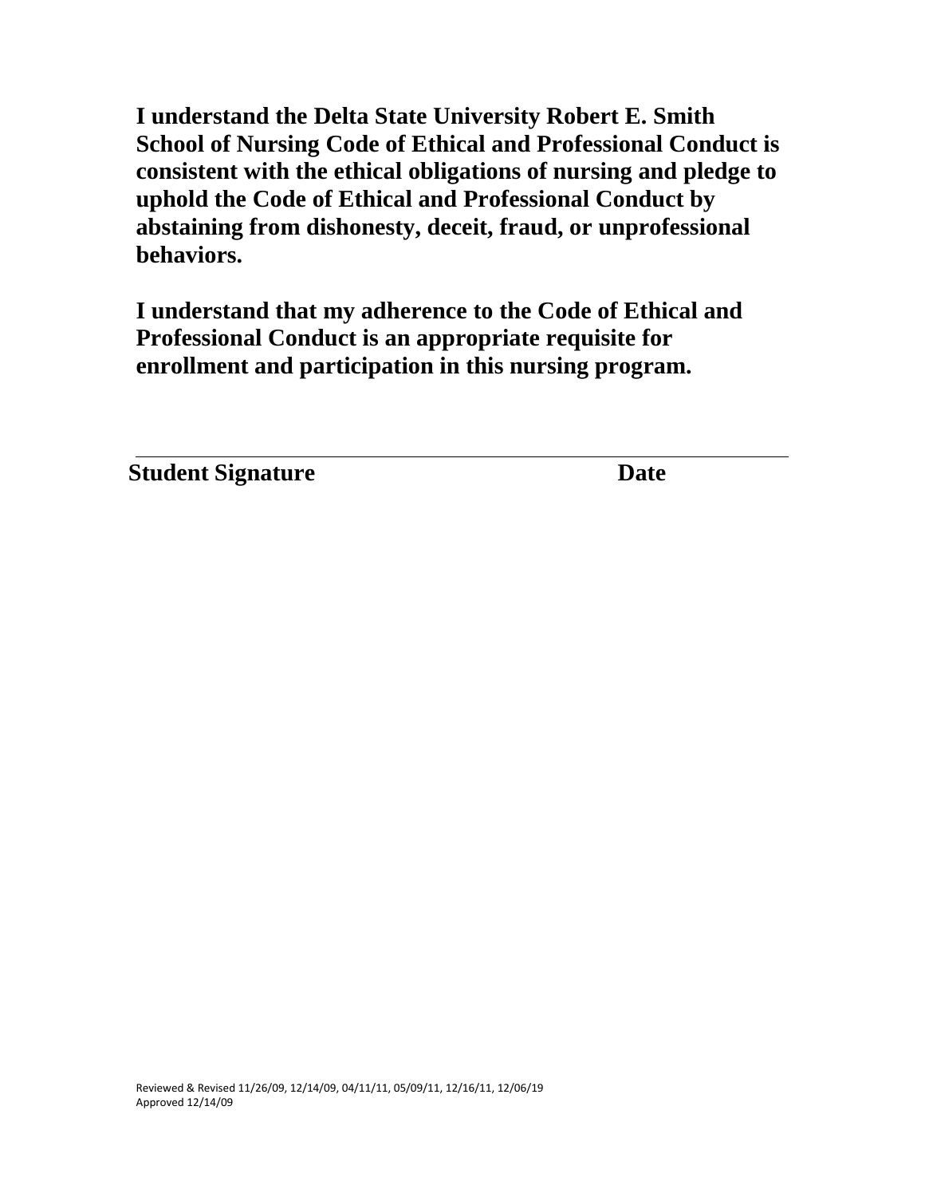**I understand the Delta State University Robert E. Smith School of Nursing Code of Ethical and Professional Conduct is consistent with the ethical obligations of nursing and pledge to uphold the Code of Ethical and Professional Conduct by abstaining from dishonesty, deceit, fraud, or unprofessional behaviors.**

**I understand that my adherence to the Code of Ethical and Professional Conduct is an appropriate requisite for enrollment and participation in this nursing program.**

\_\_\_\_\_\_\_\_\_\_\_\_\_\_\_\_\_\_\_\_\_\_\_\_\_\_\_\_\_\_\_\_\_\_\_\_\_\_\_\_\_\_\_\_\_\_\_\_\_\_

**Student Signature** **Date**

Reviewed & Revised 11/26/09, 12/14/09, 04/11/11, 05/09/11, 12/16/11, 12/06/19
Approved 12/14/09